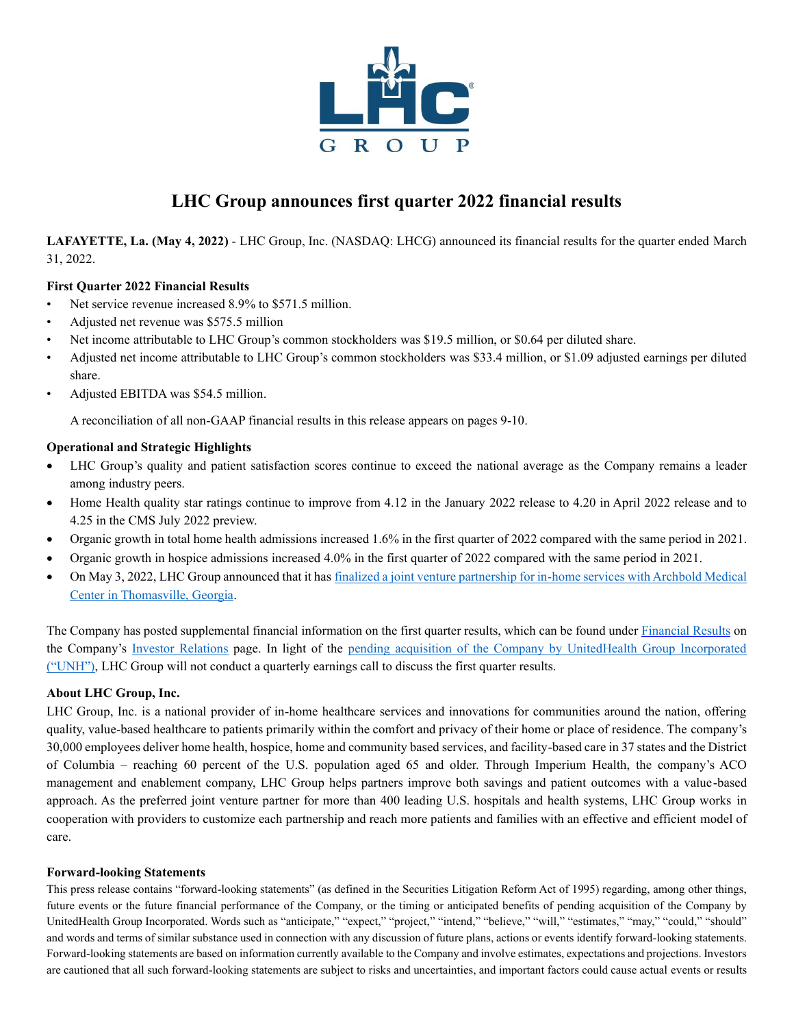# LHC Group announces first quarter 2022 financial results

**LAFAYETTE, La. (May 4, 2022)** - LHC Group, Inc. (NASDAQ: LHCG) announced its financial results for the quarter ended March 31, 2022.

**First Quarter 2022 Financial Results**

- Net service revenue increased 8.9% to $571.5 million.
- Adjusted net revenue was $575.5 million
- Net income attributable to LHC Group's common stockholders was $19.5 million, or $0.64 per diluted share.
- Adjusted net income attributable to LHC Group's common stockholders was $33.4 million, or $1.09 adjusted earnings per diluted share.
- Adjusted EBITDA was $54.5 million.

A reconciliation of all non-GAAP financial results in this release appears on pages 9-10.

**Operational and Strategic Highlights**

- LHC Group's quality and patient satisfaction scores continue to exceed the national average as the Company remains a leader among industry peers.
- Home Health quality star ratings continue to improve from 4.12 in the January 2022 release to 4.20 in April 2022 release and to 4.25 in the CMS July 2022 preview.
- Organic growth in total home health admissions increased 1.6% in the first quarter of 2022 compared with the same period in 2021.
- Organic growth in hospice admissions increased 4.0% in the first quarter of 2022 compared with the same period in 2021.
- On May 3, 2022, LHC Group announced that it has finalized a joint venture partnership for in-home services with Archbold Medical Center in Thomasville, Georgia.

The Company has posted supplemental financial information on the first quarter results, which can be found under Financial Results on the Company's Investor Relations page. In light of the pending acquisition of the Company by UnitedHealth Group Incorporated ("UNH"), LHC Group will not conduct a quarterly earnings call to discuss the first quarter results.

**About LHC Group, Inc.**

LHC Group, Inc. is a national provider of in-home healthcare services and innovations for communities around the nation, offering quality, value-based healthcare to patients primarily within the comfort and privacy of their home or place of residence. The company's 30,000 employees deliver home health, hospice, home and community based services, and facility-based care in 37 states and the District of Columbia – reaching 60 percent of the U.S. population aged 65 and older. Through Imperium Health, the company's ACO management and enablement company, LHC Group helps partners improve both savings and patient outcomes with a value-based approach. As the preferred joint venture partner for more than 400 leading U.S. hospitals and health systems, LHC Group works in cooperation with providers to customize each partnership and reach more patients and families with an effective and efficient model of care.

**Forward-looking Statements**

This press release contains "forward-looking statements" (as defined in the Securities Litigation Reform Act of 1995) regarding, among other things, future events or the future financial performance of the Company, or the timing or anticipated benefits of pending acquisition of the Company by UnitedHealth Group Incorporated. Words such as "anticipate," "expect," "project," "intend," "believe," "will," "estimates," "may," "could," "should" and words and terms of similar substance used in connection with any discussion of future plans, actions or events identify forward-looking statements. Forward-looking statements are based on information currently available to the Company and involve estimates, expectations and projections. Investors are cautioned that all such forward-looking statements are subject to risks and uncertainties, and important factors could cause actual events or results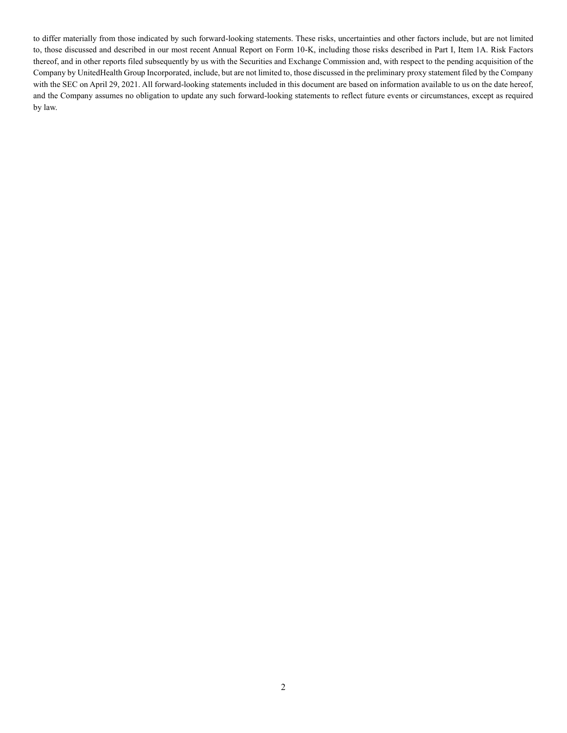to differ materially from those indicated by such forward-looking statements. These risks, uncertainties and other factors include, but are not limited to, those discussed and described in our most recent Annual Report on Form 10-K, including those risks described in Part I, Item 1A. Risk Factors thereof, and in other reports filed subsequently by us with the Securities and Exchange Commission and, with respect to the pending acquisition of the Company by UnitedHealth Group Incorporated, include, but are not limited to, those discussed in the preliminary proxy statement filed by the Company with the SEC on April 29, 2021. All forward-looking statements included in this document are based on information available to us on the date hereof, and the Company assumes no obligation to update any such forward-looking statements to reflect future events or circumstances, except as required by law.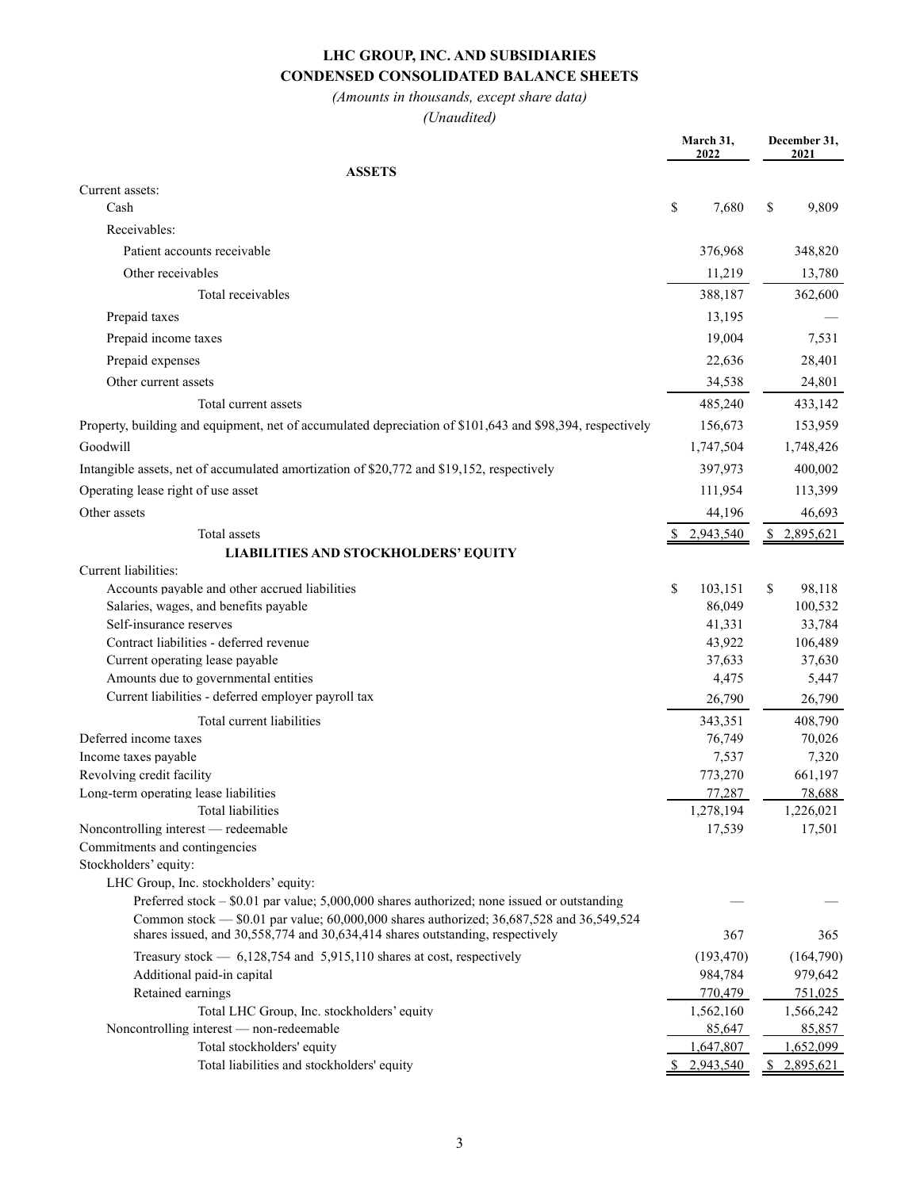# LHC GROUP, INC. AND SUBSIDIARIES

## CONDENSED CONSOLIDATED BALANCE SHEETS

*(Amounts in thousands, except share data)*

*(Unaudited)*

| | March 31, 2022 | December 31, 2021 |
|---|---|---|
| **ASSETS** | | |
| Current assets: | | |
| Cash | $ 7,680 | $ 9,809 |
| Receivables: | | |
| Patient accounts receivable | 376,968 | 348,820 |
| Other receivables | 11,219 | 13,780 |
| Total receivables | 388,187 | 362,600 |
| Prepaid taxes | 13,195 | — |
| Prepaid income taxes | 19,004 | 7,531 |
| Prepaid expenses | 22,636 | 28,401 |
| Other current assets | 34,538 | 24,801 |
| Total current assets | 485,240 | 433,142 |
| Property, building and equipment, net of accumulated depreciation of $101,643 and $98,394, respectively | 156,673 | 153,959 |
| Goodwill | 1,747,504 | 1,748,426 |
| Intangible assets, net of accumulated amortization of $20,772 and $19,152, respectively | 397,973 | 400,002 |
| Operating lease right of use asset | 111,954 | 113,399 |
| Other assets | 44,196 | 46,693 |
| Total assets | $ 2,943,540 | $ 2,895,621 |
| **LIABILITIES AND STOCKHOLDERS' EQUITY** | | |
| Current liabilities: | | |
| Accounts payable and other accrued liabilities | $ 103,151 | $ 98,118 |
| Salaries, wages, and benefits payable | 86,049 | 100,532 |
| Self-insurance reserves | 41,331 | 33,784 |
| Contract liabilities - deferred revenue | 43,922 | 106,489 |
| Current operating lease payable | 37,633 | 37,630 |
| Amounts due to governmental entities | 4,475 | 5,447 |
| Current liabilities - deferred employer payroll tax | 26,790 | 26,790 |
| Total current liabilities | 343,351 | 408,790 |
| Deferred income taxes | 76,749 | 70,026 |
| Income taxes payable | 7,537 | 7,320 |
| Revolving credit facility | 773,270 | 661,197 |
| Long-term operating lease liabilities | 77,287 | 78,688 |
| Total liabilities | 1,278,194 | 1,226,021 |
| Noncontrolling interest — redeemable | 17,539 | 17,501 |
| Commitments and contingencies | | |
| Stockholders' equity: | | |
| LHC Group, Inc. stockholders' equity: | | |
| Preferred stock – $0.01 par value; 5,000,000 shares authorized; none issued or outstanding | — | — |
| Common stock — $0.01 par value; 60,000,000 shares authorized; 36,687,528 and 36,549,524 shares issued, and 30,558,774 and 30,634,414 shares outstanding, respectively | 367 | 365 |
| Treasury stock — 6,128,754 and 5,915,110 shares at cost, respectively | (193,470) | (164,790) |
| Additional paid-in capital | 984,784 | 979,642 |
| Retained earnings | 770,479 | 751,025 |
| Total LHC Group, Inc. stockholders' equity | 1,562,160 | 1,566,242 |
| Noncontrolling interest — non-redeemable | 85,647 | 85,857 |
| Total stockholders' equity | 1,647,807 | 1,652,099 |
| Total liabilities and stockholders' equity | $ 2,943,540 | $ 2,895,621 |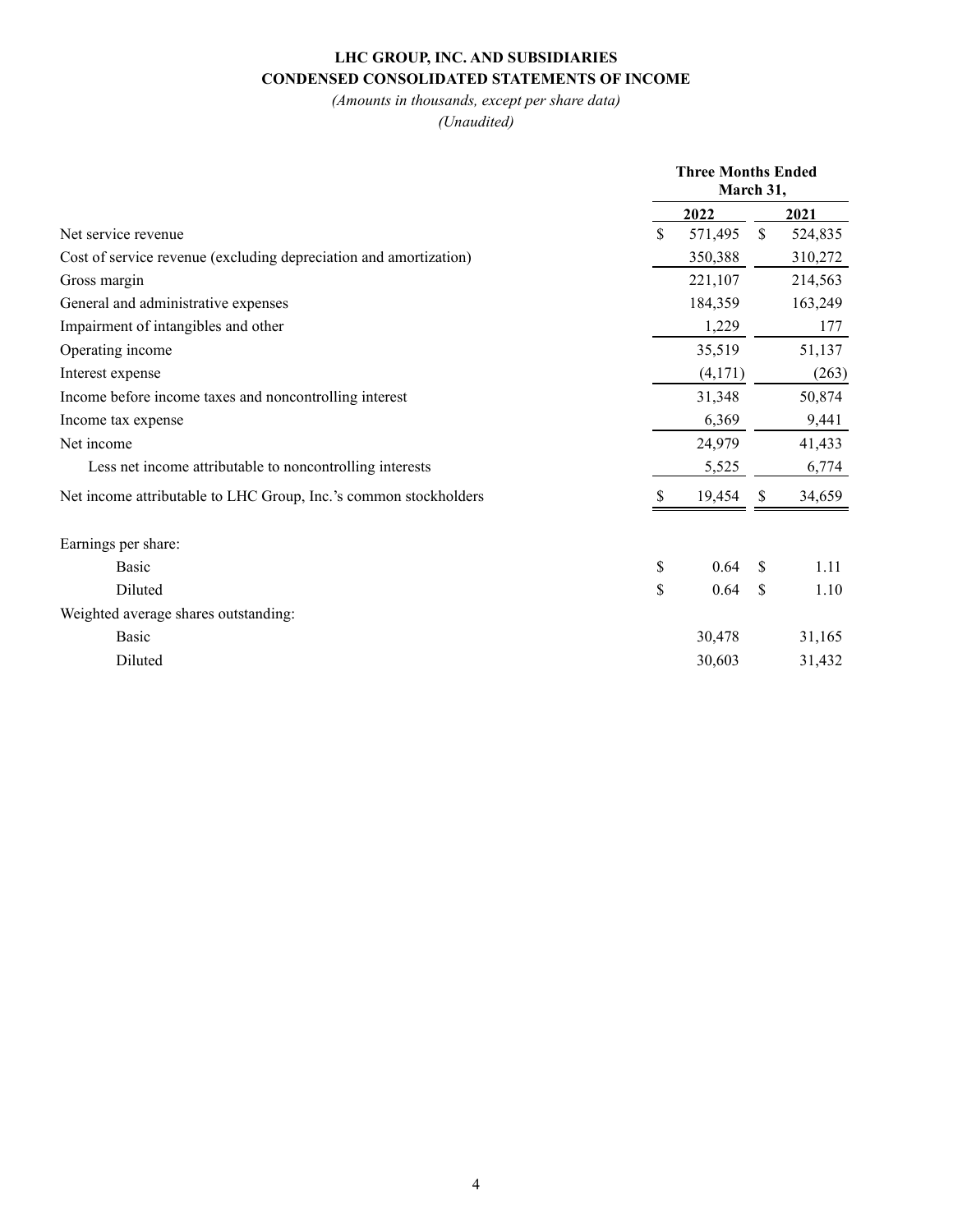**LHC GROUP, INC. AND SUBSIDIARIES**
**CONDENSED CONSOLIDATED STATEMENTS OF INCOME**

*(Amounts in thousands, except per share data)*
*(Unaudited)*

| | Three Months Ended March 31, | |
|---|---|---|
| | 2022 | 2021 |
| Net service revenue | $ 571,495 | $ 524,835 |
| Cost of service revenue (excluding depreciation and amortization) | 350,388 | 310,272 |
| Gross margin | 221,107 | 214,563 |
| General and administrative expenses | 184,359 | 163,249 |
| Impairment of intangibles and other | 1,229 | 177 |
| Operating income | 35,519 | 51,137 |
| Interest expense | (4,171) | (263) |
| Income before income taxes and noncontrolling interest | 31,348 | 50,874 |
| Income tax expense | 6,369 | 9,441 |
| Net income | 24,979 | 41,433 |
| Less net income attributable to noncontrolling interests | 5,525 | 6,774 |
| Net income attributable to LHC Group, Inc.'s common stockholders | $ 19,454 | $ 34,659 |
| | | |
| Earnings per share: | | |
| Basic | $ 0.64 | $ 1.11 |
| Diluted | $ 0.64 | $ 1.10 |
| Weighted average shares outstanding: | | |
| Basic | 30,478 | 31,165 |
| Diluted | 30,603 | 31,432 |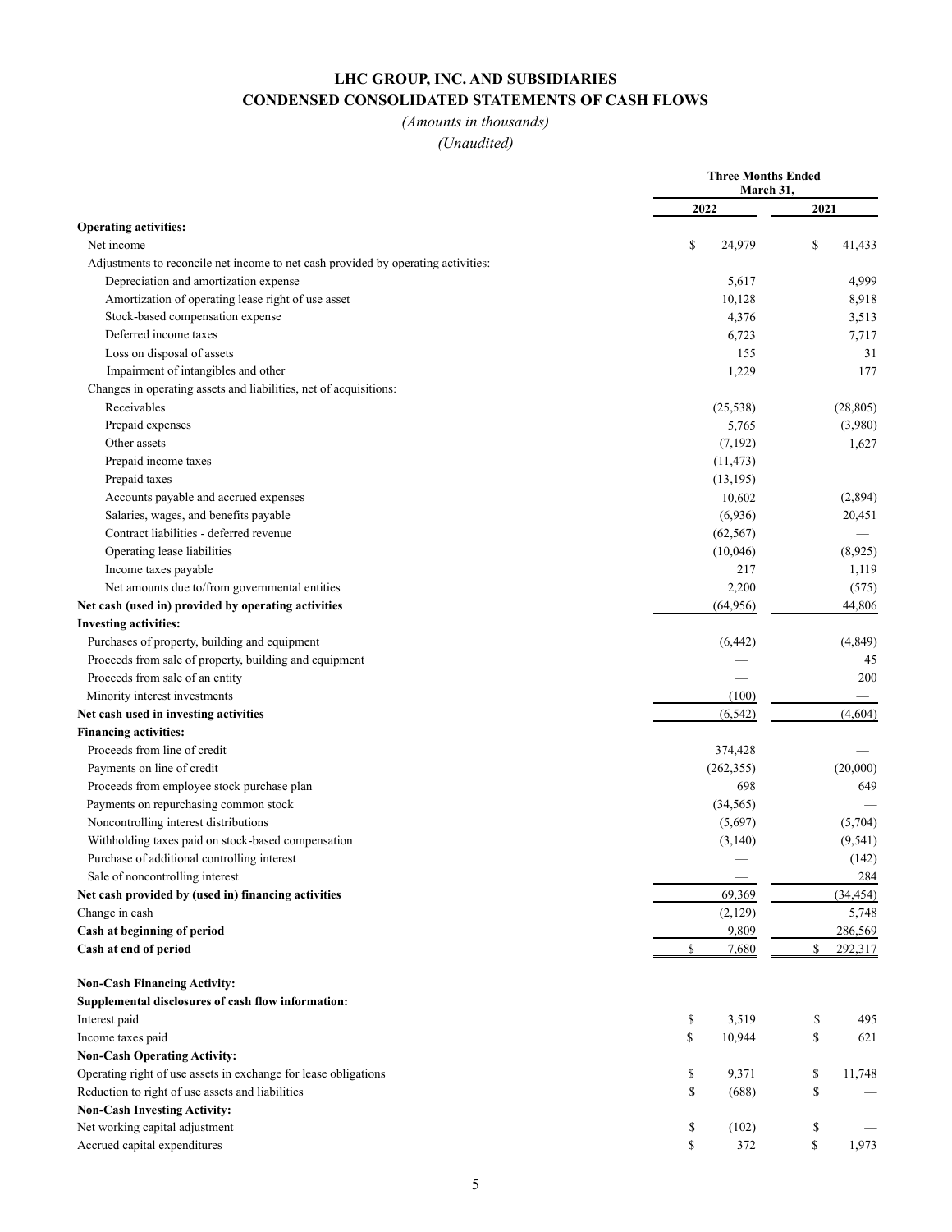# LHC GROUP, INC. AND SUBSIDIARIES
# CONDENSED CONSOLIDATED STATEMENTS OF CASH FLOWS

*(Amounts in thousands)*

*(Unaudited)*

| | Three Months Ended March 31, | |
|---|---|---|
| | 2022 | 2021 |
| **Operating activities:** | | |
| Net income | $ 24,979 | $ 41,433 |
| Adjustments to reconcile net income to net cash provided by operating activities: | | |
| Depreciation and amortization expense | 5,617 | 4,999 |
| Amortization of operating lease right of use asset | 10,128 | 8,918 |
| Stock-based compensation expense | 4,376 | 3,513 |
| Deferred income taxes | 6,723 | 7,717 |
| Loss on disposal of assets | 155 | 31 |
| Impairment of intangibles and other | 1,229 | 177 |
| Changes in operating assets and liabilities, net of acquisitions: | | |
| Receivables | (25,538) | (28,805) |
| Prepaid expenses | 5,765 | (3,980) |
| Other assets | (7,192) | 1,627 |
| Prepaid income taxes | (11,473) | — |
| Prepaid taxes | (13,195) | — |
| Accounts payable and accrued expenses | 10,602 | (2,894) |
| Salaries, wages, and benefits payable | (6,936) | 20,451 |
| Contract liabilities - deferred revenue | (62,567) | — |
| Operating lease liabilities | (10,046) | (8,925) |
| Income taxes payable | 217 | 1,119 |
| Net amounts due to/from governmental entities | 2,200 | (575) |
| **Net cash (used in) provided by operating activities** | (64,956) | 44,806 |
| **Investing activities:** | | |
| Purchases of property, building and equipment | (6,442) | (4,849) |
| Proceeds from sale of property, building and equipment | — | 45 |
| Proceeds from sale of an entity | — | 200 |
| Minority interest investments | (100) | — |
| **Net cash used in investing activities** | (6,542) | (4,604) |
| **Financing activities:** | | |
| Proceeds from line of credit | 374,428 | — |
| Payments on line of credit | (262,355) | (20,000) |
| Proceeds from employee stock purchase plan | 698 | 649 |
| Payments on repurchasing common stock | (34,565) | — |
| Noncontrolling interest distributions | (5,697) | (5,704) |
| Withholding taxes paid on stock-based compensation | (3,140) | (9,541) |
| Purchase of additional controlling interest | — | (142) |
| Sale of noncontrolling interest | — | 284 |
| **Net cash provided by (used in) financing activities** | 69,369 | (34,454) |
| Change in cash | (2,129) | 5,748 |
| **Cash at beginning of period** | 9,809 | 286,569 |
| **Cash at end of period** | $ 7,680 | $ 292,317 |
| | | |
| **Non-Cash Financing Activity:** | | |
| **Supplemental disclosures of cash flow information:** | | |
| Interest paid | $ 3,519 | $ 495 |
| Income taxes paid | $ 10,944 | $ 621 |
| **Non-Cash Operating Activity:** | | |
| Operating right of use assets in exchange for lease obligations | $ 9,371 | $ 11,748 |
| Reduction to right of use assets and liabilities | $ (688) | $ — |
| **Non-Cash Investing Activity:** | | |
| Net working capital adjustment | $ (102) | $ — |
| Accrued capital expenditures | $ 372 | $ 1,973 |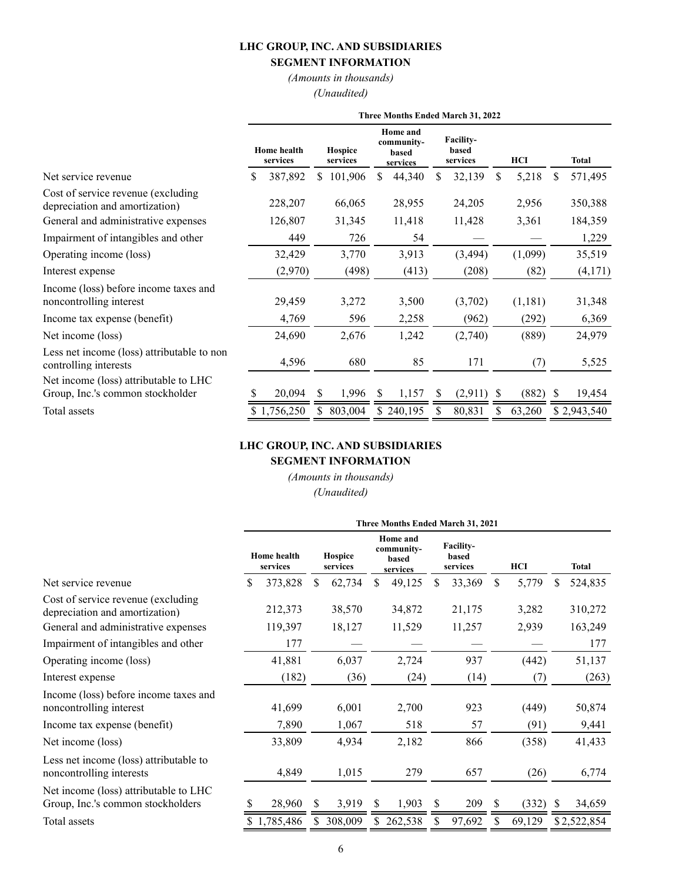**LHC GROUP, INC. AND SUBSIDIARIES**
**SEGMENT INFORMATION**

*(Amounts in thousands)*
*(Unaudited)*

| | Three Months Ended March 31, 2022 | | | | | |
|---|---|---|---|---|---|---|
| | Home health services | Hospice services | Home and community-based services | Facility-based services | HCI | Total |
| Net service revenue | $ 387,892 | $ 101,906 | $ 44,340 | $ 32,139 | $ 5,218 | $ 571,495 |
| Cost of service revenue (excluding depreciation and amortization) | 228,207 | 66,065 | 28,955 | 24,205 | 2,956 | 350,388 |
| General and administrative expenses | 126,807 | 31,345 | 11,418 | 11,428 | 3,361 | 184,359 |
| Impairment of intangibles and other | 449 | 726 | 54 | — | — | 1,229 |
| Operating income (loss) | 32,429 | 3,770 | 3,913 | (3,494) | (1,099) | 35,519 |
| Interest expense | (2,970) | (498) | (413) | (208) | (82) | (4,171) |
| Income (loss) before income taxes and noncontrolling interest | 29,459 | 3,272 | 3,500 | (3,702) | (1,181) | 31,348 |
| Income tax expense (benefit) | 4,769 | 596 | 2,258 | (962) | (292) | 6,369 |
| Net income (loss) | 24,690 | 2,676 | 1,242 | (2,740) | (889) | 24,979 |
| Less net income (loss) attributable to non controlling interests | 4,596 | 680 | 85 | 171 | (7) | 5,525 |
| Net income (loss) attributable to LHC Group, Inc.'s common stockholder | $ 20,094 | $ 1,996 | $ 1,157 | $ (2,911) | $ (882) | $ 19,454 |
| Total assets | $ 1,756,250 | $ 803,004 | $ 240,195 | $ 80,831 | $ 63,260 | $ 2,943,540 |

**LHC GROUP, INC. AND SUBSIDIARIES**
**SEGMENT INFORMATION**

*(Amounts in thousands)*
*(Unaudited)*

| | Three Months Ended March 31, 2021 | | | | | |
|---|---|---|---|---|---|---|
| | Home health services | Hospice services | Home and community-based services | Facility-based services | HCI | Total |
| Net service revenue | $ 373,828 | $ 62,734 | $ 49,125 | $ 33,369 | $ 5,779 | $ 524,835 |
| Cost of service revenue (excluding depreciation and amortization) | 212,373 | 38,570 | 34,872 | 21,175 | 3,282 | 310,272 |
| General and administrative expenses | 119,397 | 18,127 | 11,529 | 11,257 | 2,939 | 163,249 |
| Impairment of intangibles and other | 177 | — | — | — | — | 177 |
| Operating income (loss) | 41,881 | 6,037 | 2,724 | 937 | (442) | 51,137 |
| Interest expense | (182) | (36) | (24) | (14) | (7) | (263) |
| Income (loss) before income taxes and noncontrolling interest | 41,699 | 6,001 | 2,700 | 923 | (449) | 50,874 |
| Income tax expense (benefit) | 7,890 | 1,067 | 518 | 57 | (91) | 9,441 |
| Net income (loss) | 33,809 | 4,934 | 2,182 | 866 | (358) | 41,433 |
| Less net income (loss) attributable to noncontrolling interests | 4,849 | 1,015 | 279 | 657 | (26) | 6,774 |
| Net income (loss) attributable to LHC Group, Inc.'s common stockholders | $ 28,960 | $ 3,919 | $ 1,903 | $ 209 | $ (332) | $ 34,659 |
| Total assets | $ 1,785,486 | $ 308,009 | $ 262,538 | $ 97,692 | $ 69,129 | $ 2,522,854 |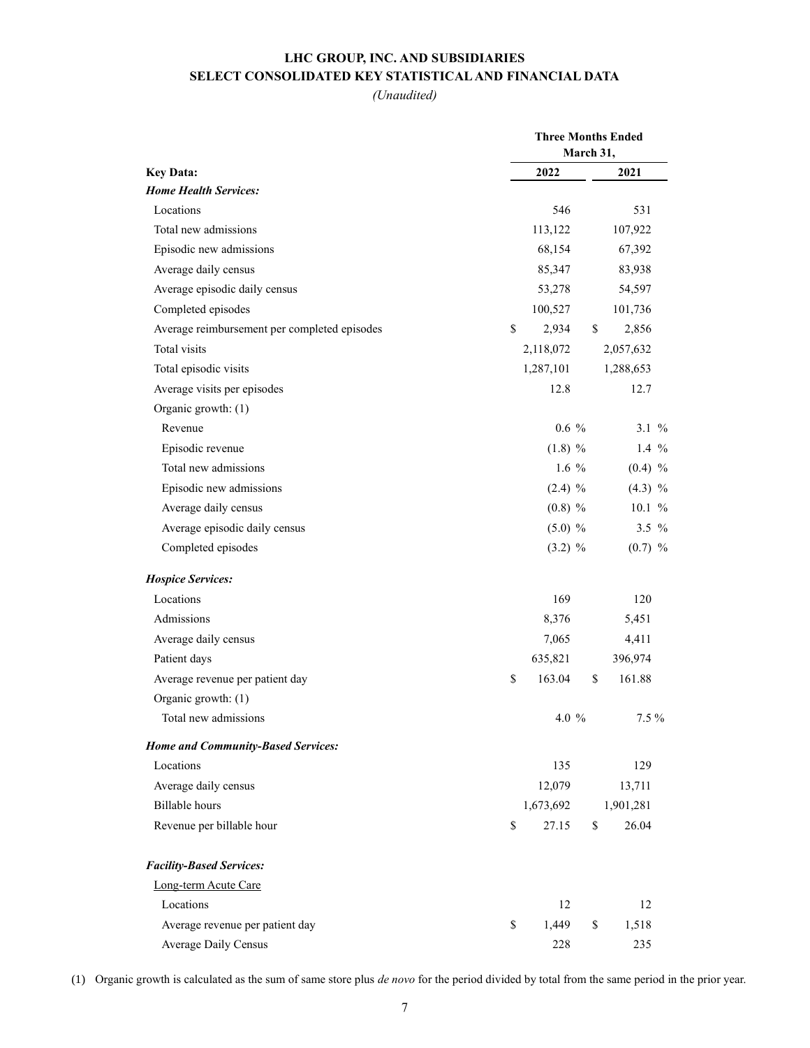**LHC GROUP, INC. AND SUBSIDIARIES**

**SELECT CONSOLIDATED KEY STATISTICAL AND FINANCIAL DATA**

*(Unaudited)*

| | Three Months Ended March 31, | |
|---|---|---|
| **Key Data:** | **2022** | **2021** |
| ***Home Health Services:*** | | |
| Locations | 546 | 531 |
| Total new admissions | 113,122 | 107,922 |
| Episodic new admissions | 68,154 | 67,392 |
| Average daily census | 85,347 | 83,938 |
| Average episodic daily census | 53,278 | 54,597 |
| Completed episodes | 100,527 | 101,736 |
| Average reimbursement per completed episodes | $ 2,934 | $ 2,856 |
| Total visits | 2,118,072 | 2,057,632 |
| Total episodic visits | 1,287,101 | 1,288,653 |
| Average visits per episodes | 12.8 | 12.7 |
| Organic growth: (1) | | |
| Revenue | 0.6 % | 3.1 % |
| Episodic revenue | (1.8) % | 1.4 % |
| Total new admissions | 1.6 % | (0.4) % |
| Episodic new admissions | (2.4) % | (4.3) % |
| Average daily census | (0.8) % | 10.1 % |
| Average episodic daily census | (5.0) % | 3.5 % |
| Completed episodes | (3.2) % | (0.7) % |
| ***Hospice Services:*** | | |
| Locations | 169 | 120 |
| Admissions | 8,376 | 5,451 |
| Average daily census | 7,065 | 4,411 |
| Patient days | 635,821 | 396,974 |
| Average revenue per patient day | $ 163.04 | $ 161.88 |
| Organic growth: (1) | | |
| Total new admissions | 4.0 % | 7.5 % |
| ***Home and Community-Based Services:*** | | |
| Locations | 135 | 129 |
| Average daily census | 12,079 | 13,711 |
| Billable hours | 1,673,692 | 1,901,281 |
| Revenue per billable hour | $ 27.15 | $ 26.04 |
| ***Facility-Based Services:*** | | |
| Long-term Acute Care | | |
| Locations | 12 | 12 |
| Average revenue per patient day | $ 1,449 | $ 1,518 |
| Average Daily Census | 228 | 235 |

(1) Organic growth is calculated as the sum of same store plus *de novo* for the period divided by total from the same period in the prior year.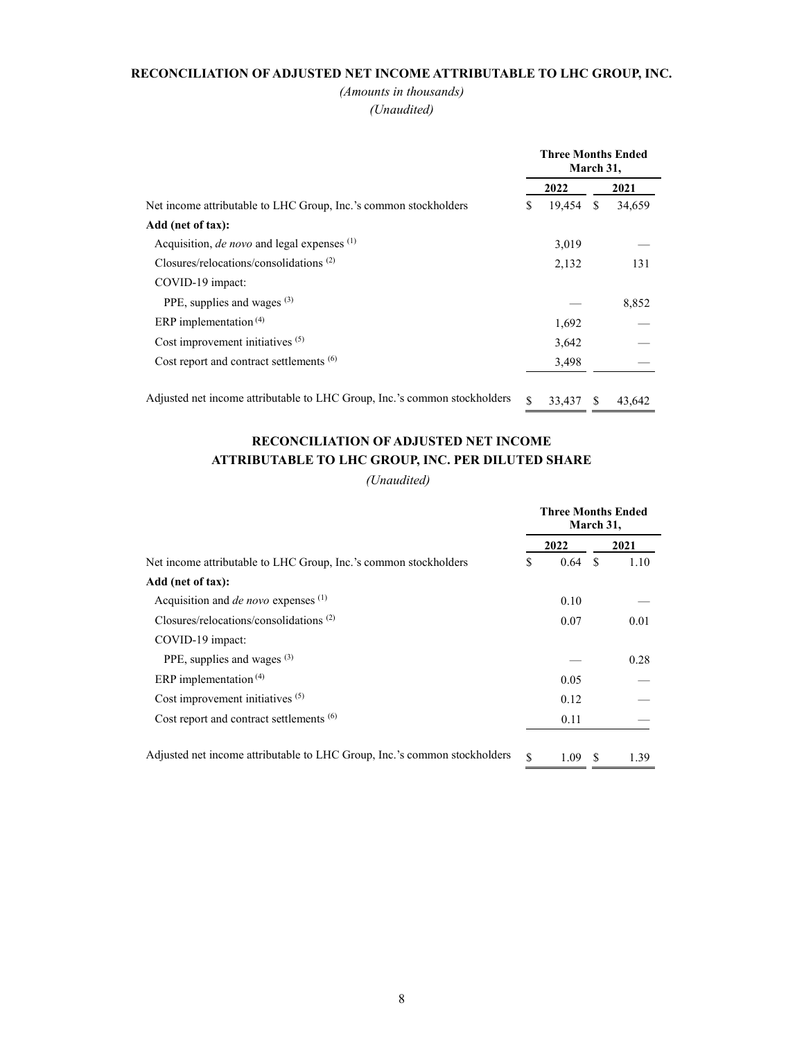## RECONCILIATION OF ADJUSTED NET INCOME ATTRIBUTABLE TO LHC GROUP, INC.

*(Amounts in thousands)*
*(Unaudited)*

| | Three Months Ended March 31, | |
|---|---|---|
| | 2022 | 2021 |
| Net income attributable to LHC Group, Inc.'s common stockholders | $ 19,454 | $ 34,659 |
| **Add (net of tax):** | | |
| Acquisition, *de novo* and legal expenses [(1)] | 3,019 | — |
| Closures/relocations/consolidations [(2)] | 2,132 | 131 |
| COVID-19 impact: | | |
| PPE, supplies and wages [(3)] | — | 8,852 |
| ERP implementation [(4)] | 1,692 | — |
| Cost improvement initiatives [(5)] | 3,642 | — |
| Cost report and contract settlements [(6)] | 3,498 | — |
| Adjusted net income attributable to LHC Group, Inc.'s common stockholders | $ 33,437 | $ 43,642 |

## RECONCILIATION OF ADJUSTED NET INCOME ATTRIBUTABLE TO LHC GROUP, INC. PER DILUTED SHARE

*(Unaudited)*

| | Three Months Ended March 31, | |
|---|---|---|
| | 2022 | 2021 |
| Net income attributable to LHC Group, Inc.'s common stockholders | $ 0.64 | $ 1.10 |
| **Add (net of tax):** | | |
| Acquisition and *de novo* expenses [(1)] | 0.10 | — |
| Closures/relocations/consolidations [(2)] | 0.07 | 0.01 |
| COVID-19 impact: | | |
| PPE, supplies and wages [(3)] | — | 0.28 |
| ERP implementation [(4)] | 0.05 | — |
| Cost improvement initiatives [(5)] | 0.12 | — |
| Cost report and contract settlements [(6)] | 0.11 | — |
| Adjusted net income attributable to LHC Group, Inc.'s common stockholders | $ 1.09 | $ 1.39 |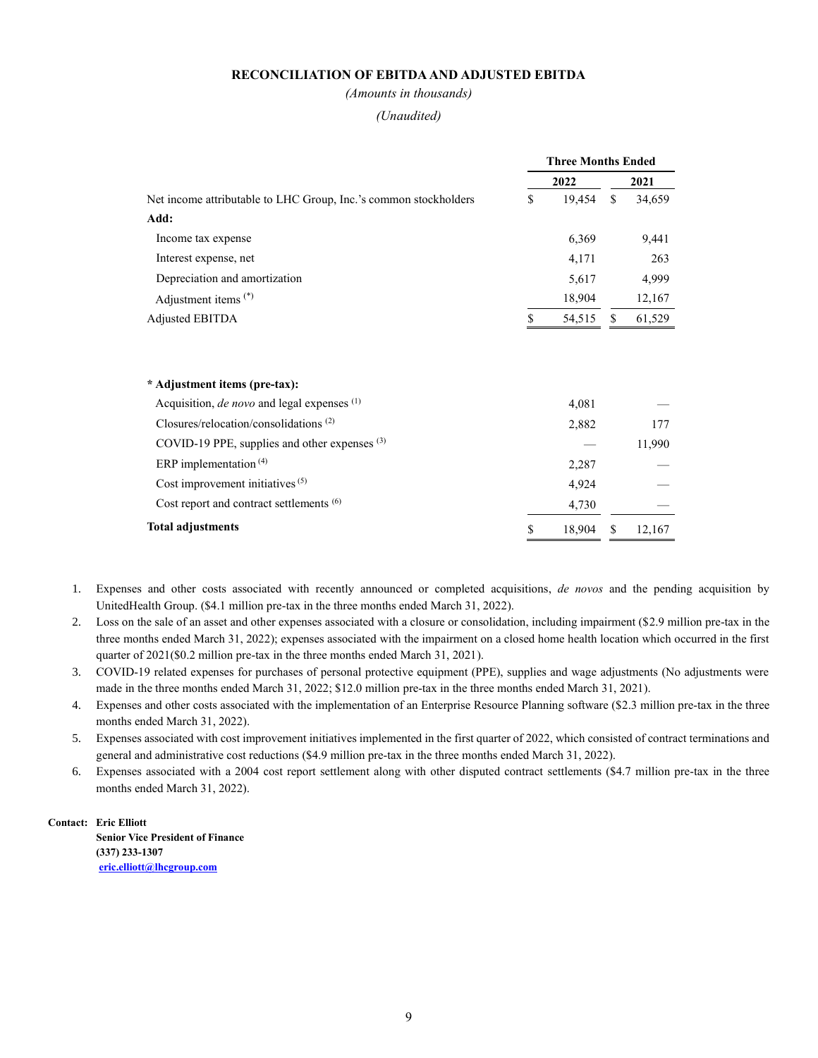**RECONCILIATION OF EBITDA AND ADJUSTED EBITDA**

*(Amounts in thousands)*

*(Unaudited)*

| | Three Months Ended | |
|---|---|---|
| | **2022** | **2021** |
| Net income attributable to LHC Group, Inc.'s common stockholders | $ 19,454 | $ 34,659 |
| **Add:** | | |
| Income tax expense | 6,369 | 9,441 |
| Interest expense, net | 4,171 | 263 |
| Depreciation and amortization | 5,617 | 4,999 |
| Adjustment items (*) | 18,904 | 12,167 |
| Adjusted EBITDA | $ 54,515 | $ 61,529 |

| | | |
|---|---|---|
| **\* Adjustment items (pre-tax):** | | |
| Acquisition, *de novo* and legal expenses [(1)] | 4,081 | — |
| Closures/relocation/consolidations [(2)] | 2,882 | 177 |
| COVID-19 PPE, supplies and other expenses [(3)] | — | 11,990 |
| ERP implementation [(4)] | 2,287 | — |
| Cost improvement initiatives [(5)] | 4,924 | — |
| Cost report and contract settlements [(6)] | 4,730 | — |
| **Total adjustments** | $ 18,904 | $ 12,167 |

1. Expenses and other costs associated with recently announced or completed acquisitions, *de novos* and the pending acquisition by UnitedHealth Group. ($4.1 million pre-tax in the three months ended March 31, 2022).
2. Loss on the sale of an asset and other expenses associated with a closure or consolidation, including impairment ($2.9 million pre-tax in the three months ended March 31, 2022); expenses associated with the impairment on a closed home health location which occurred in the first quarter of 2021($0.2 million pre-tax in the three months ended March 31, 2021).
3. COVID-19 related expenses for purchases of personal protective equipment (PPE), supplies and wage adjustments (No adjustments were made in the three months ended March 31, 2022; $12.0 million pre-tax in the three months ended March 31, 2021).
4. Expenses and other costs associated with the implementation of an Enterprise Resource Planning software ($2.3 million pre-tax in the three months ended March 31, 2022).
5. Expenses associated with cost improvement initiatives implemented in the first quarter of 2022, which consisted of contract terminations and general and administrative cost reductions ($4.9 million pre-tax in the three months ended March 31, 2022).
6. Expenses associated with a 2004 cost report settlement along with other disputed contract settlements ($4.7 million pre-tax in the three months ended March 31, 2022).

**Contact: Eric Elliott**
**Senior Vice President of Finance**
**(337) 233-1307**
**eric.elliott@lhcgroup.com**